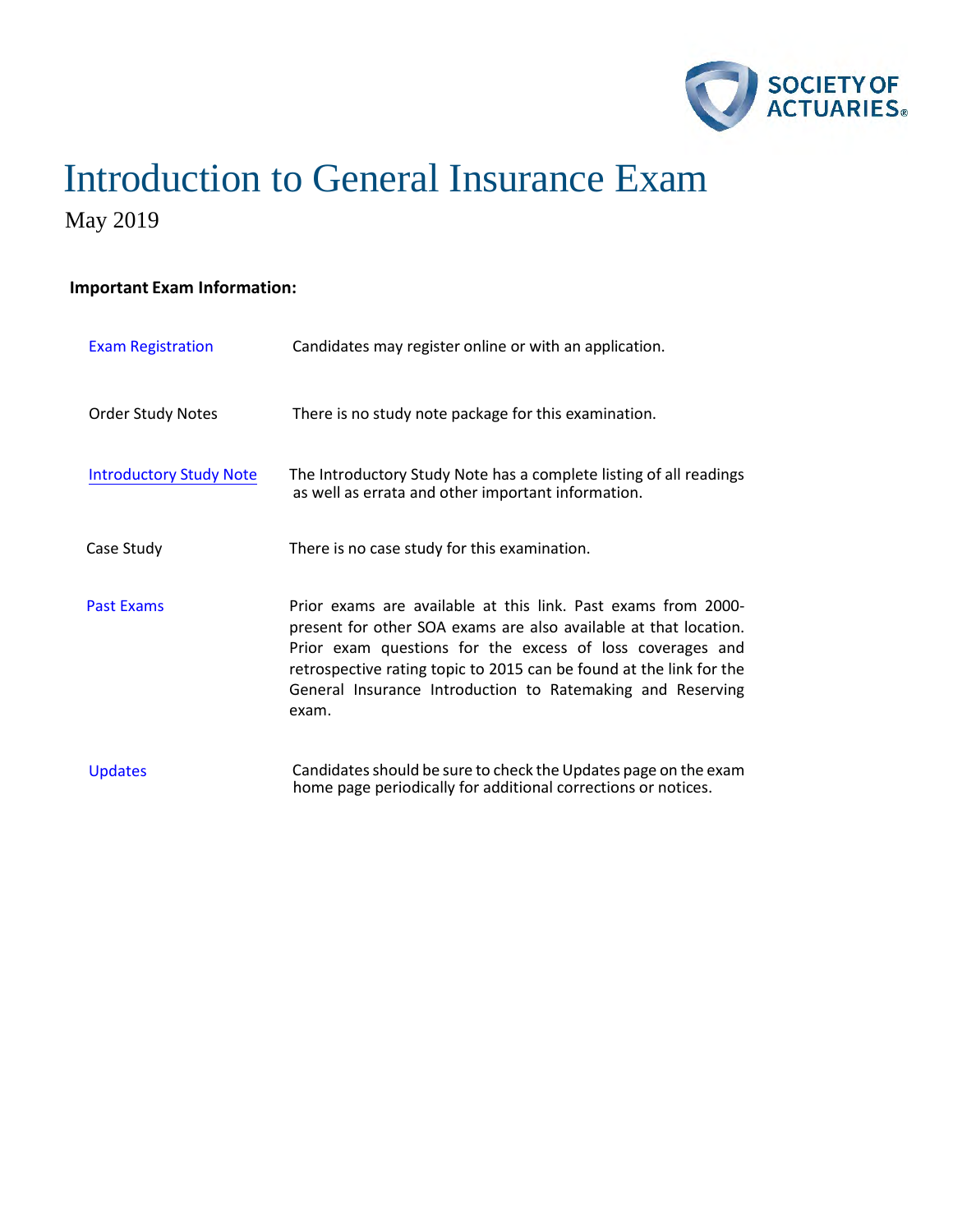# Introduction to General Insurance Exam

May 2019

**Important Exam Information:**

| | |
|---|---|
| Exam Registration | Candidates may register online or with an application. |
| Order Study Notes | There is no study note package for this examination. |
| Introductory Study Note | The Introductory Study Note has a complete listing of all readings as well as errata and other important information. |
| Case Study | There is no case study for this examination. |
| Past Exams | Prior exams are available at this link. Past exams from 2000-present for other SOA exams are also available at that location. Prior exam questions for the excess of loss coverages and retrospective rating topic to 2015 can be found at the link for the General Insurance Introduction to Ratemaking and Reserving exam. |
| Updates | Candidates should be sure to check the Updates page on the exam home page periodically for additional corrections or notices. |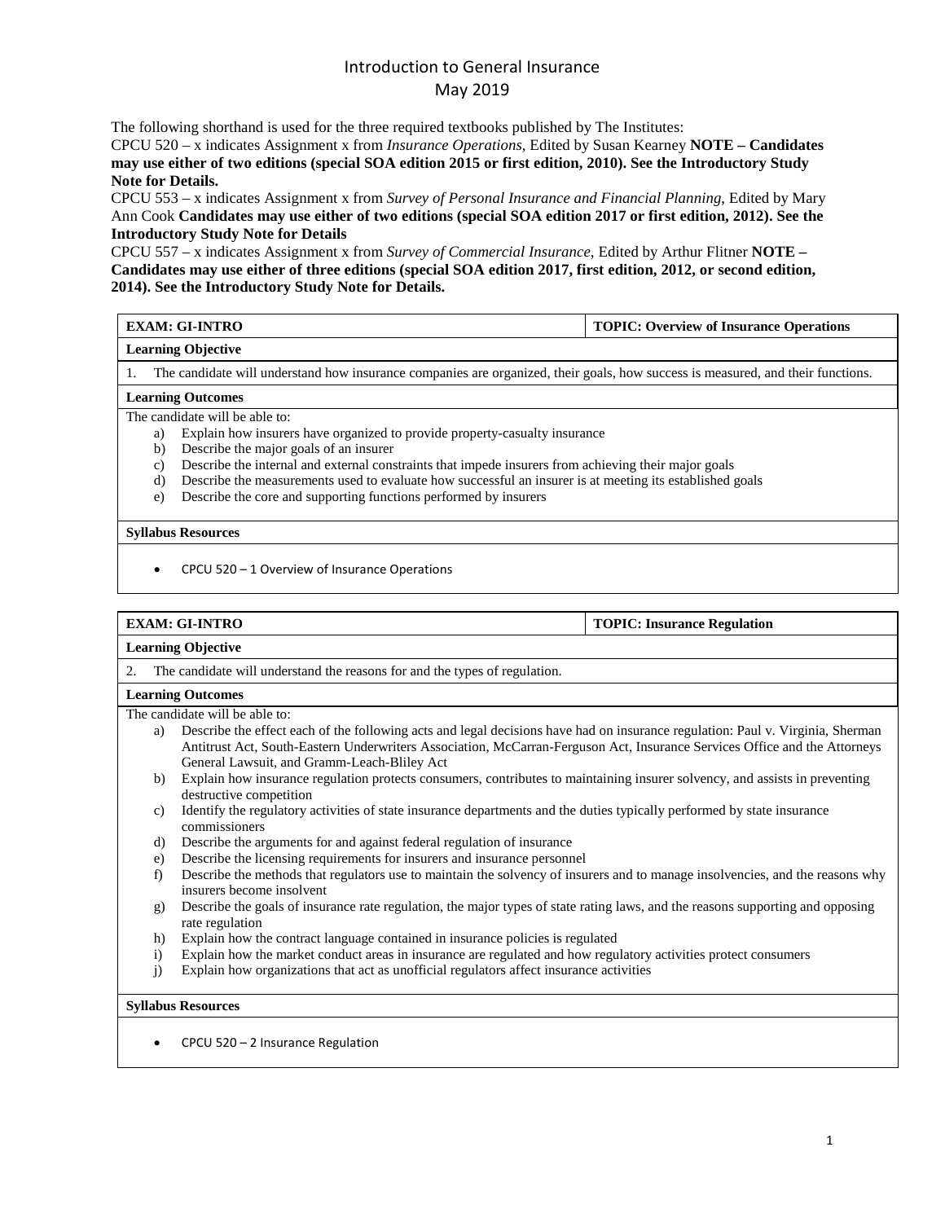# Introduction to General Insurance
## May 2019

The following shorthand is used for the three required textbooks published by The Institutes:

CPCU 520 – x indicates Assignment x from *Insurance Operations*, Edited by Susan Kearney **NOTE – Candidates may use either of two editions (special SOA edition 2015 or first edition, 2010). See the Introductory Study Note for Details.**

CPCU 553 – x indicates Assignment x from *Survey of Personal Insurance and Financial Planning*, Edited by Mary Ann Cook **Candidates may use either of two editions (special SOA edition 2017 or first edition, 2012). See the Introductory Study Note for Details**

CPCU 557 – x indicates Assignment x from *Survey of Commercial Insurance*, Edited by Arthur Flitner **NOTE – Candidates may use either of three editions (special SOA edition 2017, first edition, 2012, or second edition, 2014). See the Introductory Study Note for Details.**

---

**EXAM: GI-INTRO** | **TOPIC: Overview of Insurance Operations**

**Learning Objective**

1. The candidate will understand how insurance companies are organized, their goals, how success is measured, and their functions.

**Learning Outcomes**

The candidate will be able to:

a) Explain how insurers have organized to provide property-casualty insurance
b) Describe the major goals of an insurer
c) Describe the internal and external constraints that impede insurers from achieving their major goals
d) Describe the measurements used to evaluate how successful an insurer is at meeting its established goals
e) Describe the core and supporting functions performed by insurers

**Syllabus Resources**

- CPCU 520 – 1 Overview of Insurance Operations

---

**EXAM: GI-INTRO** | **TOPIC: Insurance Regulation**

**Learning Objective**

2. The candidate will understand the reasons for and the types of regulation.

**Learning Outcomes**

The candidate will be able to:

a) Describe the effect each of the following acts and legal decisions have had on insurance regulation: Paul v. Virginia, Sherman Antitrust Act, South-Eastern Underwriters Association, McCarran-Ferguson Act, Insurance Services Office and the Attorneys General Lawsuit, and Gramm-Leach-Bliley Act
b) Explain how insurance regulation protects consumers, contributes to maintaining insurer solvency, and assists in preventing destructive competition
c) Identify the regulatory activities of state insurance departments and the duties typically performed by state insurance commissioners
d) Describe the arguments for and against federal regulation of insurance
e) Describe the licensing requirements for insurers and insurance personnel
f) Describe the methods that regulators use to maintain the solvency of insurers and to manage insolvencies, and the reasons why insurers become insolvent
g) Describe the goals of insurance rate regulation, the major types of state rating laws, and the reasons supporting and opposing rate regulation
h) Explain how the contract language contained in insurance policies is regulated
i) Explain how the market conduct areas in insurance are regulated and how regulatory activities protect consumers
j) Explain how organizations that act as unofficial regulators affect insurance activities

**Syllabus Resources**

- CPCU 520 – 2 Insurance Regulation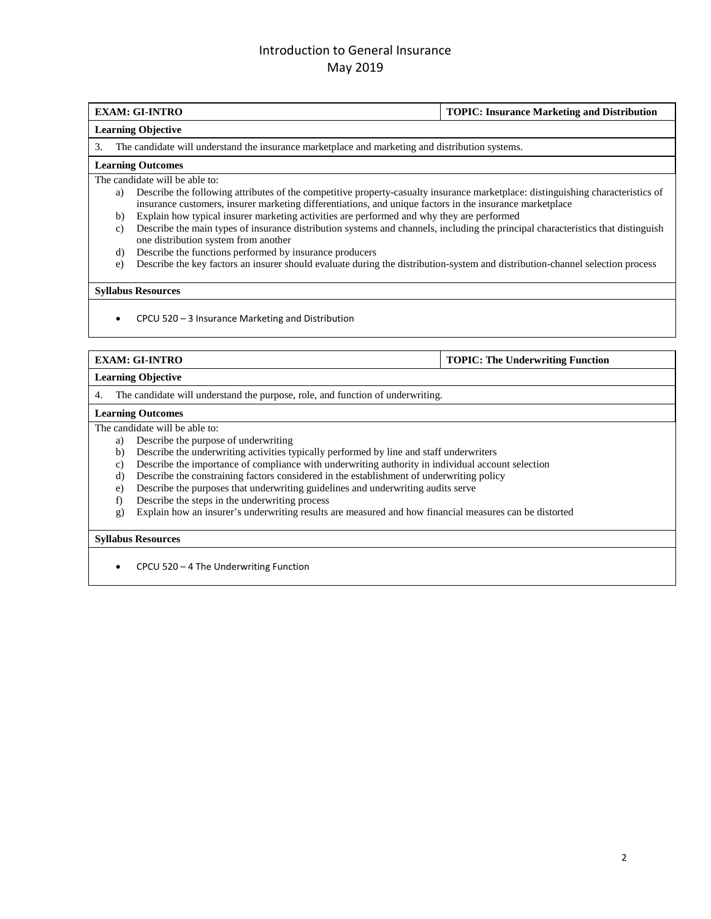| EXAM: GI-INTRO | TOPIC: Insurance Marketing and Distribution |
| --- | --- |
| **Learning Objective** | |
| 3. The candidate will understand the insurance marketplace and marketing and distribution systems. | |
| **Learning Outcomes** | |
| The candidate will be able to:<br>a) Describe the following attributes of the competitive property-casualty insurance marketplace: distinguishing characteristics of insurance customers, insurer marketing differentiations, and unique factors in the insurance marketplace<br>b) Explain how typical insurer marketing activities are performed and why they are performed<br>c) Describe the main types of insurance distribution systems and channels, including the principal characteristics that distinguish one distribution system from another<br>d) Describe the functions performed by insurance producers<br>e) Describe the key factors an insurer should evaluate during the distribution-system and distribution-channel selection process | |
| **Syllabus Resources** | |
| • CPCU 520 – 3 Insurance Marketing and Distribution | |

| EXAM: GI-INTRO | TOPIC: The Underwriting Function |
| --- | --- |
| **Learning Objective** | |
| 4. The candidate will understand the purpose, role, and function of underwriting. | |
| **Learning Outcomes** | |
| The candidate will be able to:<br>a) Describe the purpose of underwriting<br>b) Describe the underwriting activities typically performed by line and staff underwriters<br>c) Describe the importance of compliance with underwriting authority in individual account selection<br>d) Describe the constraining factors considered in the establishment of underwriting policy<br>e) Describe the purposes that underwriting guidelines and underwriting audits serve<br>f) Describe the steps in the underwriting process<br>g) Explain how an insurer's underwriting results are measured and how financial measures can be distorted | |
| **Syllabus Resources** | |
| • CPCU 520 – 4 The Underwriting Function | |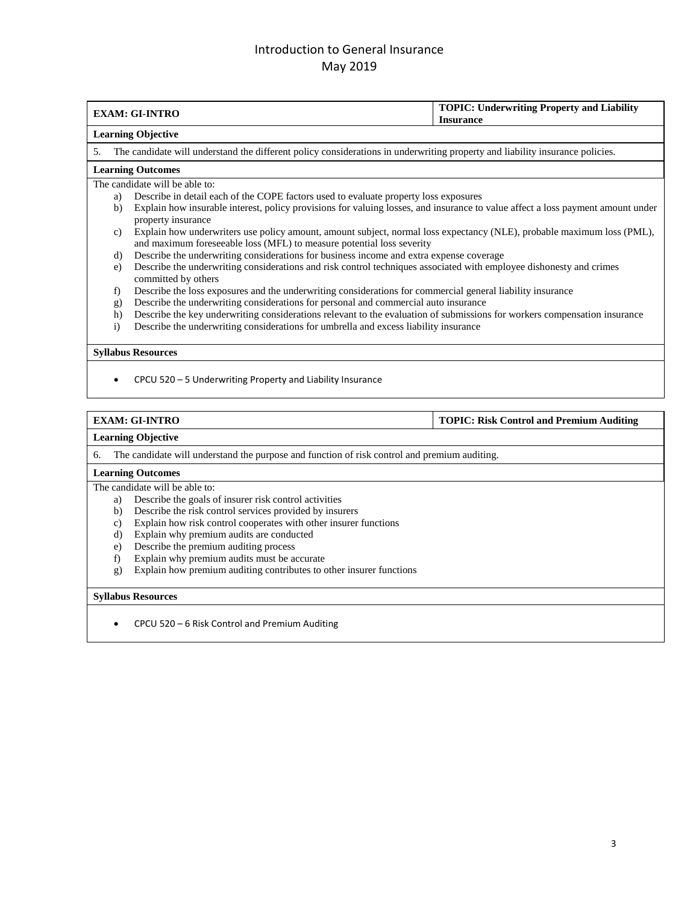# Introduction to General Insurance
May 2019

| **EXAM: GI-INTRO** | **TOPIC: Underwriting Property and Liability Insurance** |
|---|---|

**Learning Objective**

5. The candidate will understand the different policy considerations in underwriting property and liability insurance policies.

**Learning Outcomes**

The candidate will be able to:

a) Describe in detail each of the COPE factors used to evaluate property loss exposures
b) Explain how insurable interest, policy provisions for valuing losses, and insurance to value affect a loss payment amount under property insurance
c) Explain how underwriters use policy amount, amount subject, normal loss expectancy (NLE), probable maximum loss (PML), and maximum foreseeable loss (MFL) to measure potential loss severity
d) Describe the underwriting considerations for business income and extra expense coverage
e) Describe the underwriting considerations and risk control techniques associated with employee dishonesty and crimes committed by others
f) Describe the loss exposures and the underwriting considerations for commercial general liability insurance
g) Describe the underwriting considerations for personal and commercial auto insurance
h) Describe the key underwriting considerations relevant to the evaluation of submissions for workers compensation insurance
i) Describe the underwriting considerations for umbrella and excess liability insurance

**Syllabus Resources**

- CPCU 520 – 5 Underwriting Property and Liability Insurance

| **EXAM: GI-INTRO** | **TOPIC: Risk Control and Premium Auditing** |
|---|---|

**Learning Objective**

6. The candidate will understand the purpose and function of risk control and premium auditing.

**Learning Outcomes**

The candidate will be able to:

a) Describe the goals of insurer risk control activities
b) Describe the risk control services provided by insurers
c) Explain how risk control cooperates with other insurer functions
d) Explain why premium audits are conducted
e) Describe the premium auditing process
f) Explain why premium audits must be accurate
g) Explain how premium auditing contributes to other insurer functions

**Syllabus Resources**

- CPCU 520 – 6 Risk Control and Premium Auditing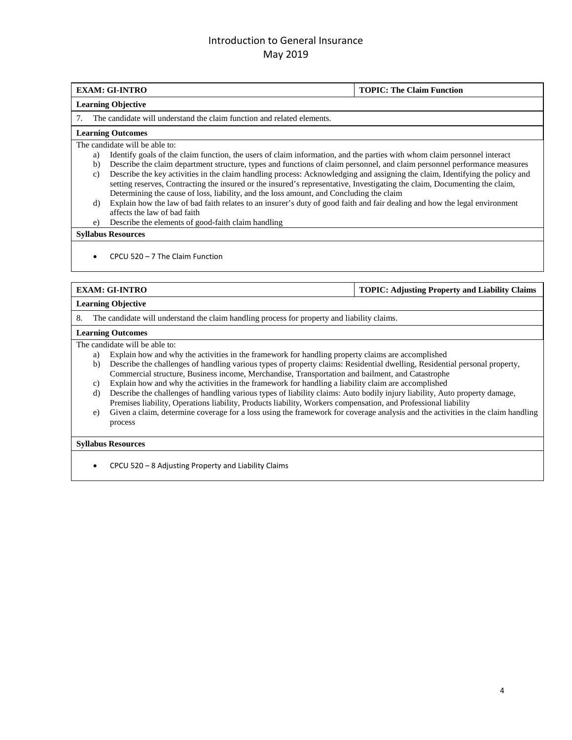# Introduction to General Insurance
May 2019

| **EXAM: GI-INTRO** | **TOPIC: The Claim Function** |
|---|---|

**Learning Objective**

7. The candidate will understand the claim function and related elements.

**Learning Outcomes**

The candidate will be able to:

a) Identify goals of the claim function, the users of claim information, and the parties with whom claim personnel interact
b) Describe the claim department structure, types and functions of claim personnel, and claim personnel performance measures
c) Describe the key activities in the claim handling process: Acknowledging and assigning the claim, Identifying the policy and setting reserves, Contracting the insured or the insured's representative, Investigating the claim, Documenting the claim, Determining the cause of loss, liability, and the loss amount, and Concluding the claim
d) Explain how the law of bad faith relates to an insurer's duty of good faith and fair dealing and how the legal environment affects the law of bad faith
e) Describe the elements of good-faith claim handling

**Syllabus Resources**

- CPCU 520 – 7 The Claim Function

| **EXAM: GI-INTRO** | **TOPIC: Adjusting Property and Liability Claims** |
|---|---|

**Learning Objective**

8. The candidate will understand the claim handling process for property and liability claims.

**Learning Outcomes**

The candidate will be able to:

a) Explain how and why the activities in the framework for handling property claims are accomplished
b) Describe the challenges of handling various types of property claims: Residential dwelling, Residential personal property, Commercial structure, Business income, Merchandise, Transportation and bailment, and Catastrophe
c) Explain how and why the activities in the framework for handling a liability claim are accomplished
d) Describe the challenges of handling various types of liability claims: Auto bodily injury liability, Auto property damage, Premises liability, Operations liability, Products liability, Workers compensation, and Professional liability
e) Given a claim, determine coverage for a loss using the framework for coverage analysis and the activities in the claim handling process

**Syllabus Resources**

- CPCU 520 – 8 Adjusting Property and Liability Claims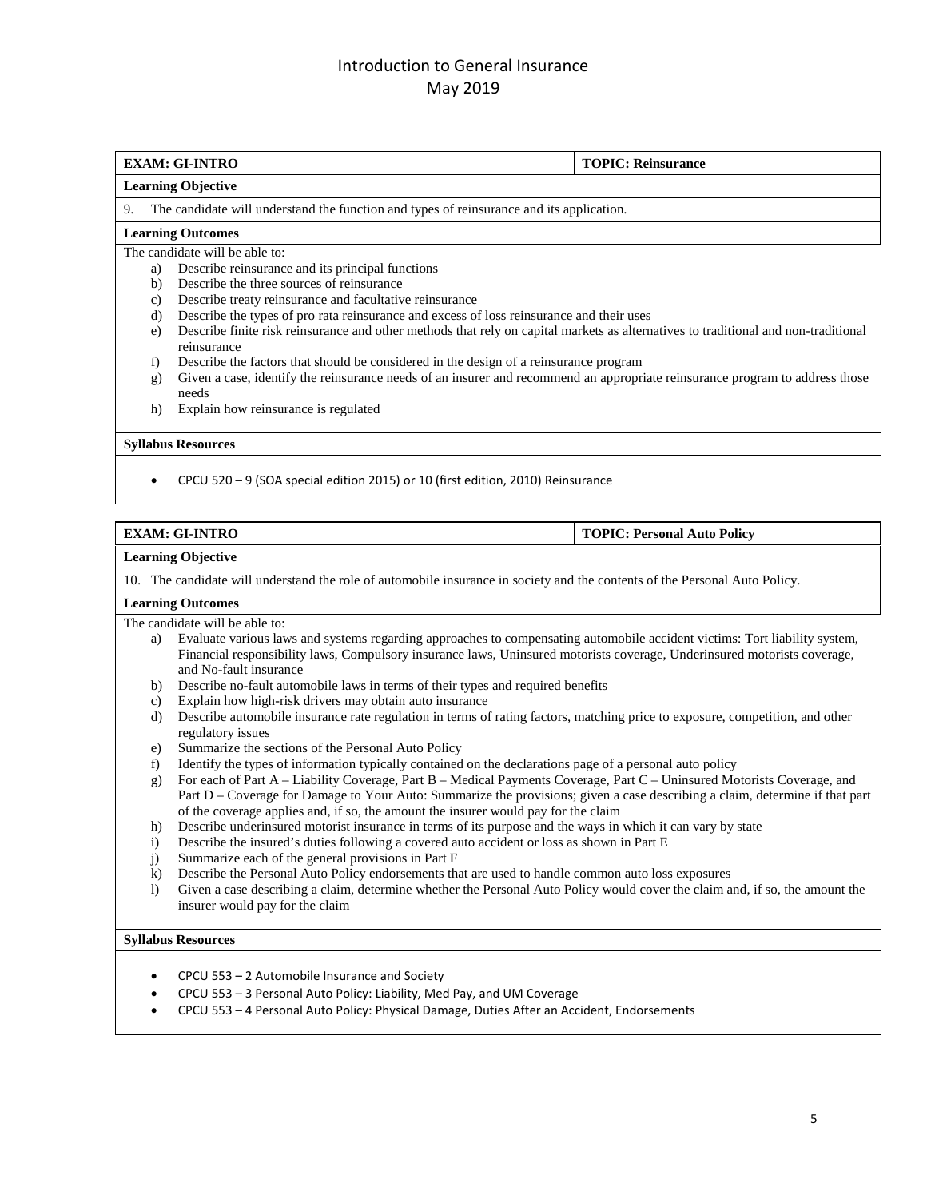# Introduction to General Insurance
## May 2019

| **EXAM: GI-INTRO** | **TOPIC: Reinsurance** |
|---|---|

**Learning Objective**

9. The candidate will understand the function and types of reinsurance and its application.

**Learning Outcomes**

The candidate will be able to:

a) Describe reinsurance and its principal functions
b) Describe the three sources of reinsurance
c) Describe treaty reinsurance and facultative reinsurance
d) Describe the types of pro rata reinsurance and excess of loss reinsurance and their uses
e) Describe finite risk reinsurance and other methods that rely on capital markets as alternatives to traditional and non-traditional reinsurance
f) Describe the factors that should be considered in the design of a reinsurance program
g) Given a case, identify the reinsurance needs of an insurer and recommend an appropriate reinsurance program to address those needs
h) Explain how reinsurance is regulated

**Syllabus Resources**

- CPCU 520 – 9 (SOA special edition 2015) or 10 (first edition, 2010) Reinsurance

| **EXAM: GI-INTRO** | **TOPIC: Personal Auto Policy** |
|---|---|

**Learning Objective**

10. The candidate will understand the role of automobile insurance in society and the contents of the Personal Auto Policy.

**Learning Outcomes**

The candidate will be able to:

a) Evaluate various laws and systems regarding approaches to compensating automobile accident victims: Tort liability system, Financial responsibility laws, Compulsory insurance laws, Uninsured motorists coverage, Underinsured motorists coverage, and No-fault insurance
b) Describe no-fault automobile laws in terms of their types and required benefits
c) Explain how high-risk drivers may obtain auto insurance
d) Describe automobile insurance rate regulation in terms of rating factors, matching price to exposure, competition, and other regulatory issues
e) Summarize the sections of the Personal Auto Policy
f) Identify the types of information typically contained on the declarations page of a personal auto policy
g) For each of Part A – Liability Coverage, Part B – Medical Payments Coverage, Part C – Uninsured Motorists Coverage, and Part D – Coverage for Damage to Your Auto: Summarize the provisions; given a case describing a claim, determine if that part of the coverage applies and, if so, the amount the insurer would pay for the claim
h) Describe underinsured motorist insurance in terms of its purpose and the ways in which it can vary by state
i) Describe the insured's duties following a covered auto accident or loss as shown in Part E
j) Summarize each of the general provisions in Part F
k) Describe the Personal Auto Policy endorsements that are used to handle common auto loss exposures
l) Given a case describing a claim, determine whether the Personal Auto Policy would cover the claim and, if so, the amount the insurer would pay for the claim

**Syllabus Resources**

- CPCU 553 – 2 Automobile Insurance and Society
- CPCU 553 – 3 Personal Auto Policy: Liability, Med Pay, and UM Coverage
- CPCU 553 – 4 Personal Auto Policy: Physical Damage, Duties After an Accident, Endorsements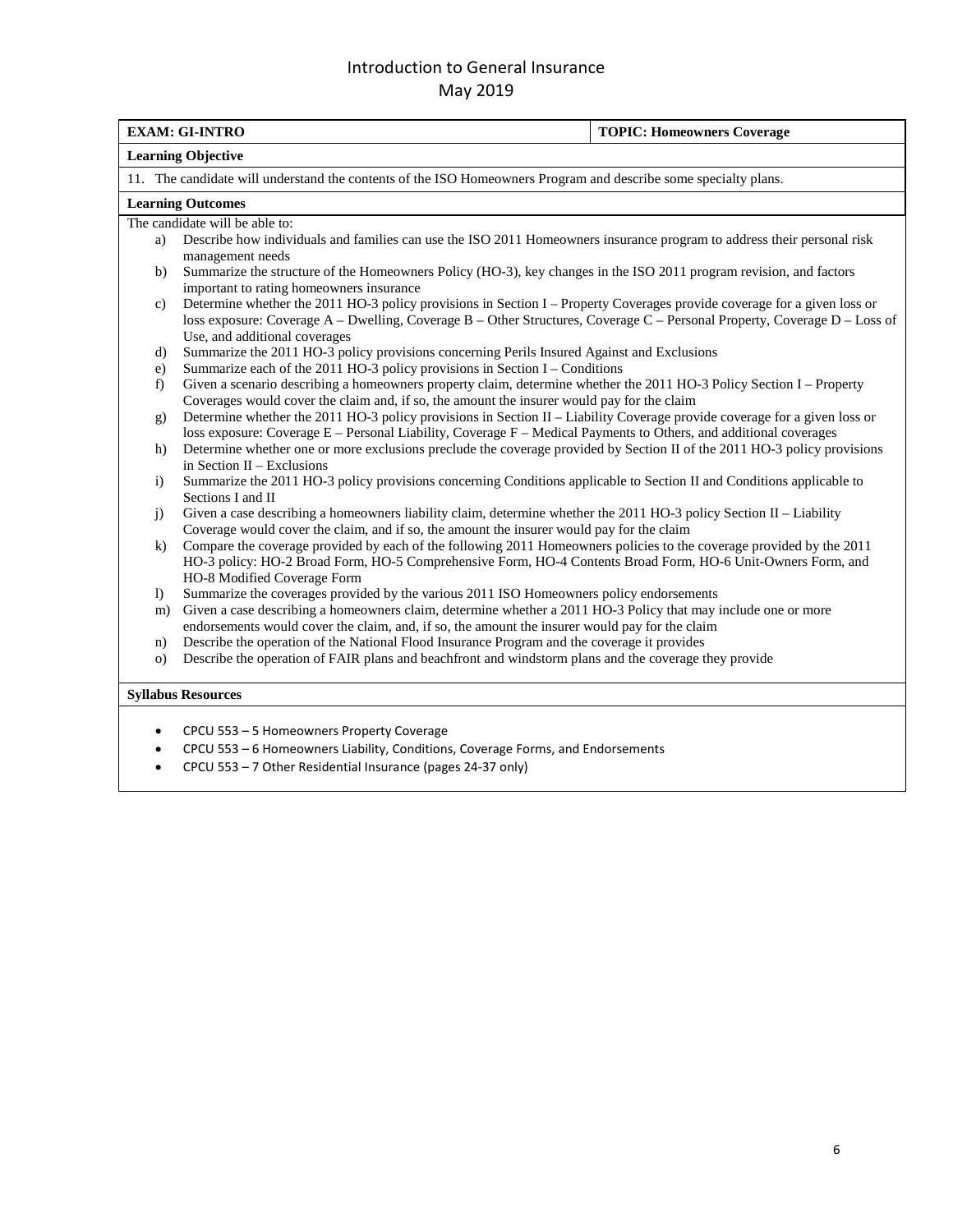# Introduction to General Insurance
May 2019

| **EXAM: GI-INTRO** | **TOPIC: Homeowners Coverage** |
|---|---|

**Learning Objective**

11. The candidate will understand the contents of the ISO Homeowners Program and describe some specialty plans.

**Learning Outcomes**

The candidate will be able to:

a) Describe how individuals and families can use the ISO 2011 Homeowners insurance program to address their personal risk management needs
b) Summarize the structure of the Homeowners Policy (HO-3), key changes in the ISO 2011 program revision, and factors important to rating homeowners insurance
c) Determine whether the 2011 HO-3 policy provisions in Section I – Property Coverages provide coverage for a given loss or loss exposure: Coverage A – Dwelling, Coverage B – Other Structures, Coverage C – Personal Property, Coverage D – Loss of Use, and additional coverages
d) Summarize the 2011 HO-3 policy provisions concerning Perils Insured Against and Exclusions
e) Summarize each of the 2011 HO-3 policy provisions in Section I – Conditions
f) Given a scenario describing a homeowners property claim, determine whether the 2011 HO-3 Policy Section I – Property Coverages would cover the claim and, if so, the amount the insurer would pay for the claim
g) Determine whether the 2011 HO-3 policy provisions in Section II – Liability Coverage provide coverage for a given loss or loss exposure: Coverage E – Personal Liability, Coverage F – Medical Payments to Others, and additional coverages
h) Determine whether one or more exclusions preclude the coverage provided by Section II of the 2011 HO-3 policy provisions in Section II – Exclusions
i) Summarize the 2011 HO-3 policy provisions concerning Conditions applicable to Section II and Conditions applicable to Sections I and II
j) Given a case describing a homeowners liability claim, determine whether the 2011 HO-3 policy Section II – Liability Coverage would cover the claim, and if so, the amount the insurer would pay for the claim
k) Compare the coverage provided by each of the following 2011 Homeowners policies to the coverage provided by the 2011 HO-3 policy: HO-2 Broad Form, HO-5 Comprehensive Form, HO-4 Contents Broad Form, HO-6 Unit-Owners Form, and HO-8 Modified Coverage Form
l) Summarize the coverages provided by the various 2011 ISO Homeowners policy endorsements
m) Given a case describing a homeowners claim, determine whether a 2011 HO-3 Policy that may include one or more endorsements would cover the claim, and, if so, the amount the insurer would pay for the claim
n) Describe the operation of the National Flood Insurance Program and the coverage it provides
o) Describe the operation of FAIR plans and beachfront and windstorm plans and the coverage they provide

**Syllabus Resources**

- CPCU 553 – 5 Homeowners Property Coverage
- CPCU 553 – 6 Homeowners Liability, Conditions, Coverage Forms, and Endorsements
- CPCU 553 – 7 Other Residential Insurance (pages 24-37 only)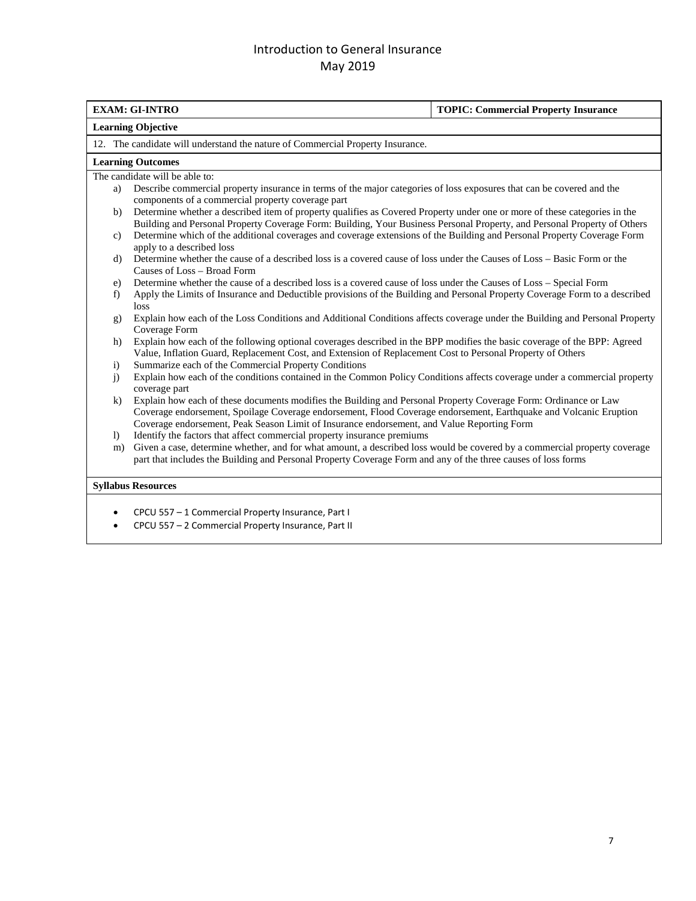# Introduction to General Insurance
## May 2019

| EXAM: GI-INTRO | TOPIC: Commercial Property Insurance |
|---|---|

**Learning Objective**

12. The candidate will understand the nature of Commercial Property Insurance.

**Learning Outcomes**

The candidate will be able to:

a) Describe commercial property insurance in terms of the major categories of loss exposures that can be covered and the components of a commercial property coverage part
b) Determine whether a described item of property qualifies as Covered Property under one or more of these categories in the Building and Personal Property Coverage Form: Building, Your Business Personal Property, and Personal Property of Others
c) Determine which of the additional coverages and coverage extensions of the Building and Personal Property Coverage Form apply to a described loss
d) Determine whether the cause of a described loss is a covered cause of loss under the Causes of Loss – Basic Form or the Causes of Loss – Broad Form
e) Determine whether the cause of a described loss is a covered cause of loss under the Causes of Loss – Special Form
f) Apply the Limits of Insurance and Deductible provisions of the Building and Personal Property Coverage Form to a described loss
g) Explain how each of the Loss Conditions and Additional Conditions affects coverage under the Building and Personal Property Coverage Form
h) Explain how each of the following optional coverages described in the BPP modifies the basic coverage of the BPP: Agreed Value, Inflation Guard, Replacement Cost, and Extension of Replacement Cost to Personal Property of Others
i) Summarize each of the Commercial Property Conditions
j) Explain how each of the conditions contained in the Common Policy Conditions affects coverage under a commercial property coverage part
k) Explain how each of these documents modifies the Building and Personal Property Coverage Form: Ordinance or Law Coverage endorsement, Spoilage Coverage endorsement, Flood Coverage endorsement, Earthquake and Volcanic Eruption Coverage endorsement, Peak Season Limit of Insurance endorsement, and Value Reporting Form
l) Identify the factors that affect commercial property insurance premiums
m) Given a case, determine whether, and for what amount, a described loss would be covered by a commercial property coverage part that includes the Building and Personal Property Coverage Form and any of the three causes of loss forms

**Syllabus Resources**

- CPCU 557 – 1 Commercial Property Insurance, Part I
- CPCU 557 – 2 Commercial Property Insurance, Part II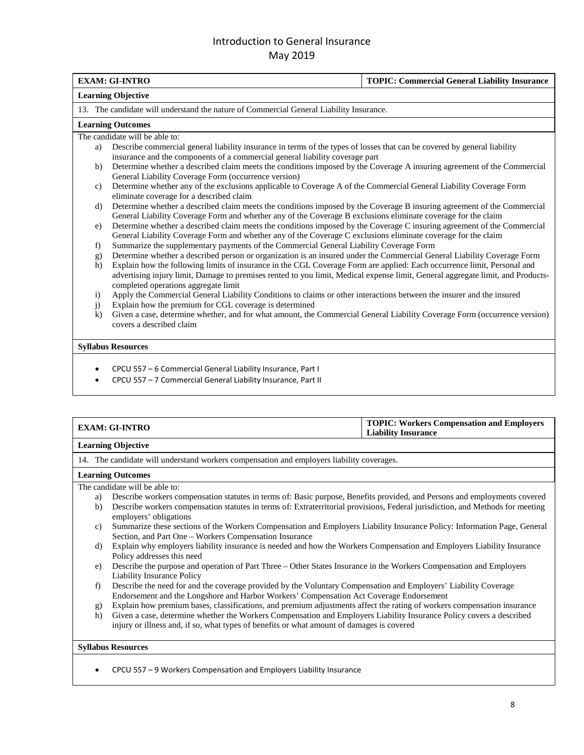# Introduction to General Insurance
## May 2019

| **EXAM: GI-INTRO** | **TOPIC: Commercial General Liability Insurance** |
|---|---|

**Learning Objective**

13. The candidate will understand the nature of Commercial General Liability Insurance.

**Learning Outcomes**

The candidate will be able to:

a) Describe commercial general liability insurance in terms of the types of losses that can be covered by general liability insurance and the components of a commercial general liability coverage part
b) Determine whether a described claim meets the conditions imposed by the Coverage A insuring agreement of the Commercial General Liability Coverage Form (occurrence version)
c) Determine whether any of the exclusions applicable to Coverage A of the Commercial General Liability Coverage Form eliminate coverage for a described claim
d) Determine whether a described claim meets the conditions imposed by the Coverage B insuring agreement of the Commercial General Liability Coverage Form and whether any of the Coverage B exclusions eliminate coverage for the claim
e) Determine whether a described claim meets the conditions imposed by the Coverage C insuring agreement of the Commercial General Liability Coverage Form and whether any of the Coverage C exclusions eliminate coverage for the claim
f) Summarize the supplementary payments of the Commercial General Liability Coverage Form
g) Determine whether a described person or organization is an insured under the Commercial General Liability Coverage Form
h) Explain how the following limits of insurance in the CGL Coverage Form are applied: Each occurrence limit, Personal and advertising injury limit, Damage to premises rented to you limit, Medical expense limit, General aggregate limit, and Products-completed operations aggregate limit
i) Apply the Commercial General Liability Conditions to claims or other interactions between the insurer and the insured
j) Explain how the premium for CGL coverage is determined
k) Given a case, determine whether, and for what amount, the Commercial General Liability Coverage Form (occurrence version) covers a described claim

**Syllabus Resources**

- CPCU 557 – 6 Commercial General Liability Insurance, Part I
- CPCU 557 – 7 Commercial General Liability Insurance, Part II

| **EXAM: GI-INTRO** | **TOPIC: Workers Compensation and Employers Liability Insurance** |
|---|---|

**Learning Objective**

14. The candidate will understand workers compensation and employers liability coverages.

**Learning Outcomes**

The candidate will be able to:

a) Describe workers compensation statutes in terms of: Basic purpose, Benefits provided, and Persons and employments covered
b) Describe workers compensation statutes in terms of: Extraterritorial provisions, Federal jurisdiction, and Methods for meeting employers' obligations
c) Summarize these sections of the Workers Compensation and Employers Liability Insurance Policy: Information Page, General Section, and Part One – Workers Compensation Insurance
d) Explain why employers liability insurance is needed and how the Workers Compensation and Employers Liability Insurance Policy addresses this need
e) Describe the purpose and operation of Part Three – Other States Insurance in the Workers Compensation and Employers Liability Insurance Policy
f) Describe the need for and the coverage provided by the Voluntary Compensation and Employers' Liability Coverage Endorsement and the Longshore and Harbor Workers' Compensation Act Coverage Endorsement
g) Explain how premium bases, classifications, and premium adjustments affect the rating of workers compensation insurance
h) Given a case, determine whether the Workers Compensation and Employers Liability Insurance Policy covers a described injury or illness and, if so, what types of benefits or what amount of damages is covered

**Syllabus Resources**

- CPCU 557 – 9 Workers Compensation and Employers Liability Insurance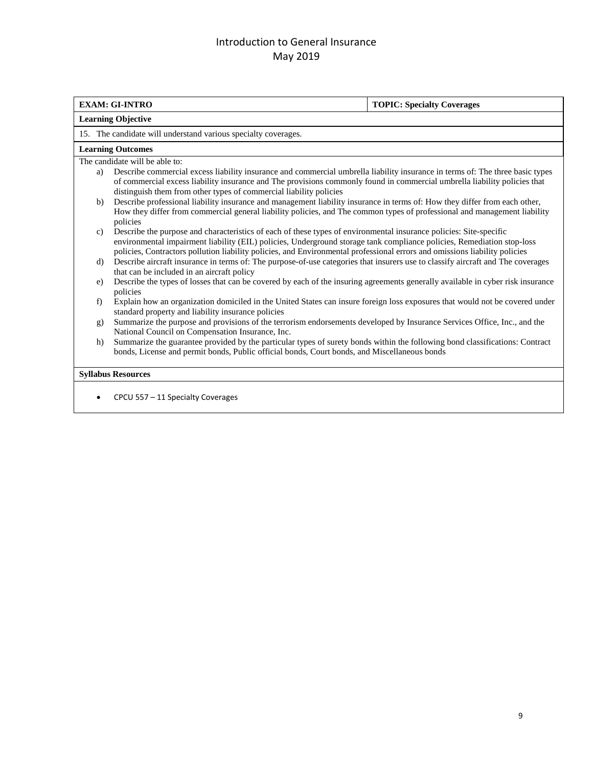| EXAM: GI-INTRO | TOPIC: Specialty Coverages |
|---|---|

**Learning Objective**

15. The candidate will understand various specialty coverages.

**Learning Outcomes**

The candidate will be able to:

a) Describe commercial excess liability insurance and commercial umbrella liability insurance in terms of: The three basic types of commercial excess liability insurance and The provisions commonly found in commercial umbrella liability policies that distinguish them from other types of commercial liability policies
b) Describe professional liability insurance and management liability insurance in terms of: How they differ from each other, How they differ from commercial general liability policies, and The common types of professional and management liability policies
c) Describe the purpose and characteristics of each of these types of environmental insurance policies: Site-specific environmental impairment liability (EIL) policies, Underground storage tank compliance policies, Remediation stop-loss policies, Contractors pollution liability policies, and Environmental professional errors and omissions liability policies
d) Describe aircraft insurance in terms of: The purpose-of-use categories that insurers use to classify aircraft and The coverages that can be included in an aircraft policy
e) Describe the types of losses that can be covered by each of the insuring agreements generally available in cyber risk insurance policies
f) Explain how an organization domiciled in the United States can insure foreign loss exposures that would not be covered under standard property and liability insurance policies
g) Summarize the purpose and provisions of the terrorism endorsements developed by Insurance Services Office, Inc., and the National Council on Compensation Insurance, Inc.
h) Summarize the guarantee provided by the particular types of surety bonds within the following bond classifications: Contract bonds, License and permit bonds, Public official bonds, Court bonds, and Miscellaneous bonds

**Syllabus Resources**

- CPCU 557 – 11 Specialty Coverages